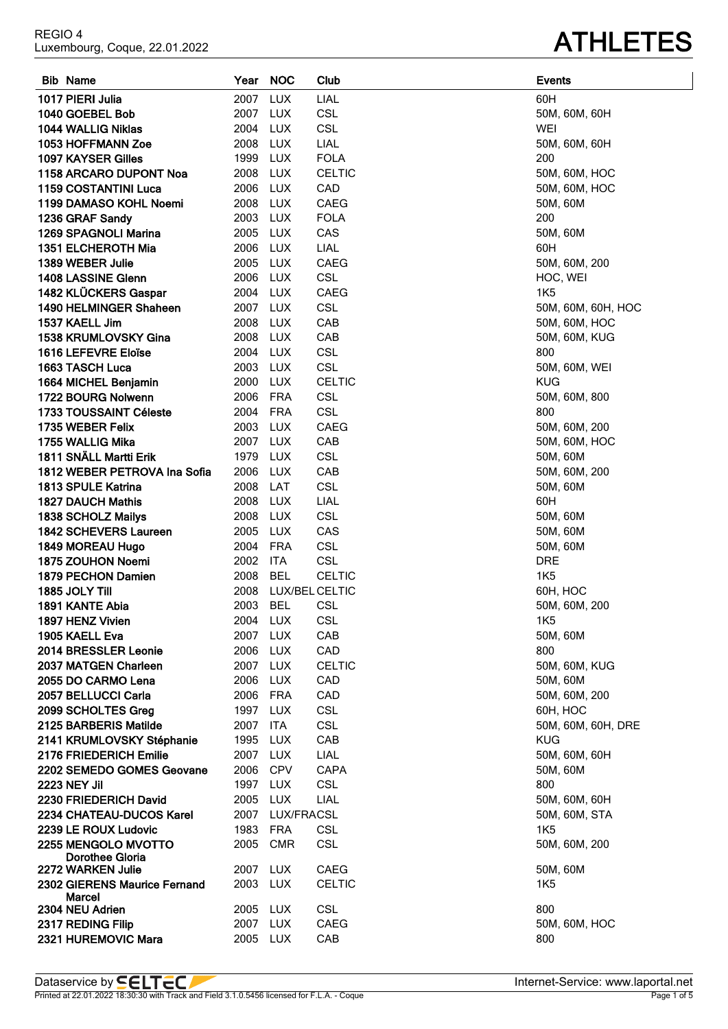REGIO 4
Luxembourg, Coque, 22.01.2022

# ATHLETES

| Bib | Name | Year | NOC | Club | Events |
|---|---|---|---|---|---|
| 1017 | PIERI Julia | 2007 | LUX | LIAL | 60H |
| 1040 | GOEBEL Bob | 2007 | LUX | CSL | 50M, 60M, 60H |
| 1044 | WALLIG Niklas | 2004 | LUX | CSL | WEI |
| 1053 | HOFFMANN Zoe | 2008 | LUX | LIAL | 50M, 60M, 60H |
| 1097 | KAYSER Gilles | 1999 | LUX | FOLA | 200 |
| 1158 | ARCARO DUPONT Noa | 2008 | LUX | CELTIC | 50M, 60M, HOC |
| 1159 | COSTANTINI Luca | 2006 | LUX | CAD | 50M, 60M, HOC |
| 1199 | DAMASO KOHL Noemi | 2008 | LUX | CAEG | 50M, 60M |
| 1236 | GRAF Sandy | 2003 | LUX | FOLA | 200 |
| 1269 | SPAGNOLI Marina | 2005 | LUX | CAS | 50M, 60M |
| 1351 | ELCHEROTH Mia | 2006 | LUX | LIAL | 60H |
| 1389 | WEBER Julie | 2005 | LUX | CAEG | 50M, 60M, 200 |
| 1408 | LASSINE Glenn | 2006 | LUX | CSL | HOC, WEI |
| 1482 | KLÜCKERS Gaspar | 2004 | LUX | CAEG | 1K5 |
| 1490 | HELMINGER Shaheen | 2007 | LUX | CSL | 50M, 60M, 60H, HOC |
| 1537 | KAELL Jim | 2008 | LUX | CAB | 50M, 60M, HOC |
| 1538 | KRUMLOVSKY Gina | 2008 | LUX | CAB | 50M, 60M, KUG |
| 1616 | LEFEVRE Eloïse | 2004 | LUX | CSL | 800 |
| 1663 | TASCH Luca | 2003 | LUX | CSL | 50M, 60M, WEI |
| 1664 | MICHEL Benjamin | 2000 | LUX | CELTIC | KUG |
| 1722 | BOURG Nolwenn | 2006 | FRA | CSL | 50M, 60M, 800 |
| 1733 | TOUSSAINT Céleste | 2004 | FRA | CSL | 800 |
| 1735 | WEBER Felix | 2003 | LUX | CAEG | 50M, 60M, 200 |
| 1755 | WALLIG Mika | 2007 | LUX | CAB | 50M, 60M, HOC |
| 1811 | SNÄLL Martti Erik | 1979 | LUX | CSL | 50M, 60M |
| 1812 | WEBER PETROVA Ina Sofia | 2006 | LUX | CAB | 50M, 60M, 200 |
| 1813 | SPULE Katrina | 2008 | LAT | CSL | 50M, 60M |
| 1827 | DAUCH Mathis | 2008 | LUX | LIAL | 60H |
| 1838 | SCHOLZ Mailys | 2008 | LUX | CSL | 50M, 60M |
| 1842 | SCHEVERS Laureen | 2005 | LUX | CAS | 50M, 60M |
| 1849 | MOREAU Hugo | 2004 | FRA | CSL | 50M, 60M |
| 1875 | ZOUHON Noemi | 2002 | ITA | CSL | DRE |
| 1879 | PECHON Damien | 2008 | BEL | CELTIC | 1K5 |
| 1885 | JOLY Till | 2008 | LUX/BEL | CELTIC | 60H, HOC |
| 1891 | KANTE Abia | 2003 | BEL | CSL | 50M, 60M, 200 |
| 1897 | HENZ Vivien | 2004 | LUX | CSL | 1K5 |
| 1905 | KAELL Eva | 2007 | LUX | CAB | 50M, 60M |
| 2014 | BRESSLER Leonie | 2006 | LUX | CAD | 800 |
| 2037 | MATGEN Charleen | 2007 | LUX | CELTIC | 50M, 60M, KUG |
| 2055 | DO CARMO Lena | 2006 | LUX | CAD | 50M, 60M |
| 2057 | BELLUCCI Carla | 2006 | FRA | CAD | 50M, 60M, 200 |
| 2099 | SCHOLTES Greg | 1997 | LUX | CSL | 60H, HOC |
| 2125 | BARBERIS Matilde | 2007 | ITA | CSL | 50M, 60M, 60H, DRE |
| 2141 | KRUMLOVSKY Stéphanie | 1995 | LUX | CAB | KUG |
| 2176 | FRIEDERICH Emilie | 2007 | LUX | LIAL | 50M, 60M, 60H |
| 2202 | SEMEDO GOMES Geovane | 2006 | CPV | CAPA | 50M, 60M |
| 2223 | NEY Jil | 1997 | LUX | CSL | 800 |
| 2230 | FRIEDERICH David | 2005 | LUX | LIAL | 50M, 60M, 60H |
| 2234 | CHATEAU-DUCOS Karel | 2007 | LUX/FRA | CSL | 50M, 60M, STA |
| 2239 | LE ROUX Ludovic | 1983 | FRA | CSL | 1K5 |
| 2255 | MENGOLO MVOTTO Dorothee Gloria | 2005 | CMR | CSL | 50M, 60M, 200 |
| 2272 | WARKEN Julie | 2007 | LUX | CAEG | 50M, 60M |
| 2302 | GIERENS Maurice Fernand Marcel | 2003 | LUX | CELTIC | 1K5 |
| 2304 | NEU Adrien | 2005 | LUX | CSL | 800 |
| 2317 | REDING Filip | 2007 | LUX | CAEG | 50M, 60M, HOC |
| 2321 | HUREMOVIC Mara | 2005 | LUX | CAB | 800 |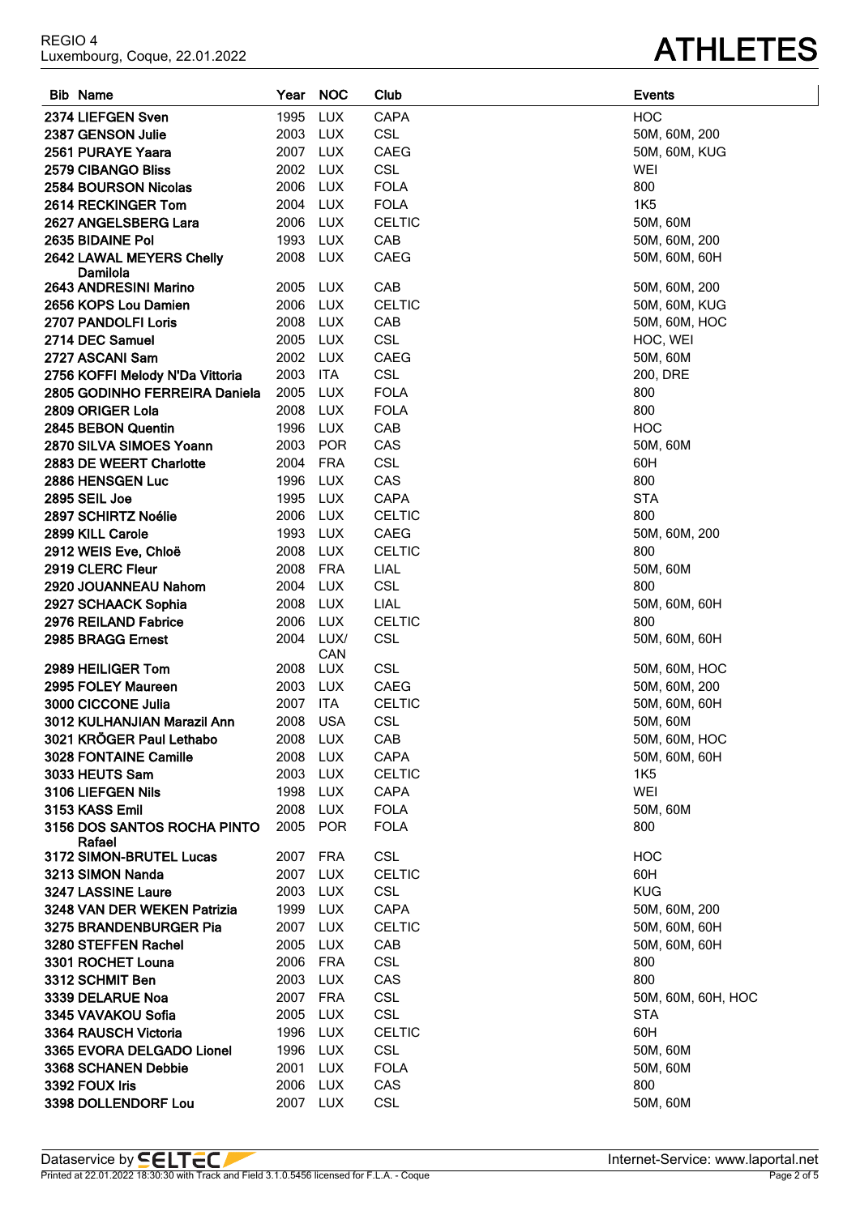| Bib | Name | Year | NOC | Club | Events |
|---|---|---|---|---|---|
| 2374 | LIEFGEN Sven | 1995 | LUX | CAPA | HOC |
| 2387 | GENSON Julie | 2003 | LUX | CSL | 50M, 60M, 200 |
| 2561 | PURAYE Yaara | 2007 | LUX | CAEG | 50M, 60M, KUG |
| 2579 | CIBANGO Bliss | 2002 | LUX | CSL | WEI |
| 2584 | BOURSON Nicolas | 2006 | LUX | FOLA | 800 |
| 2614 | RECKINGER Tom | 2004 | LUX | FOLA | 1K5 |
| 2627 | ANGELSBERG Lara | 2006 | LUX | CELTIC | 50M, 60M |
| 2635 | BIDAINE Pol | 1993 | LUX | CAB | 50M, 60M, 200 |
| 2642 | LAWAL MEYERS Chelly Damilola | 2008 | LUX | CAEG | 50M, 60M, 60H |
| 2643 | ANDRESINI Marino | 2005 | LUX | CAB | 50M, 60M, 200 |
| 2656 | KOPS Lou Damien | 2006 | LUX | CELTIC | 50M, 60M, KUG |
| 2707 | PANDOLFI Loris | 2008 | LUX | CAB | 50M, 60M, HOC |
| 2714 | DEC Samuel | 2005 | LUX | CSL | HOC, WEI |
| 2727 | ASCANI Sam | 2002 | LUX | CAEG | 50M, 60M |
| 2756 | KOFFI Melody N'Da Vittoria | 2003 | ITA | CSL | 200, DRE |
| 2805 | GODINHO FERREIRA Daniela | 2005 | LUX | FOLA | 800 |
| 2809 | ORIGER Lola | 2008 | LUX | FOLA | 800 |
| 2845 | BEBON Quentin | 1996 | LUX | CAB | HOC |
| 2870 | SILVA SIMOES Yoann | 2003 | POR | CAS | 50M, 60M |
| 2883 | DE WEERT Charlotte | 2004 | FRA | CSL | 60H |
| 2886 | HENSGEN Luc | 1996 | LUX | CAS | 800 |
| 2895 | SEIL Joe | 1995 | LUX | CAPA | STA |
| 2897 | SCHIRTZ Noélie | 2006 | LUX | CELTIC | 800 |
| 2899 | KILL Carole | 1993 | LUX | CAEG | 50M, 60M, 200 |
| 2912 | WEIS Eve, Chloë | 2008 | LUX | CELTIC | 800 |
| 2919 | CLERC Fleur | 2008 | FRA | LIAL | 50M, 60M |
| 2920 | JOUANNEAU Nahom | 2004 | LUX | CSL | 800 |
| 2927 | SCHAACK Sophia | 2008 | LUX | LIAL | 50M, 60M, 60H |
| 2976 | REILAND Fabrice | 2006 | LUX | CELTIC | 800 |
| 2985 | BRAGG Ernest | 2004 | LUX/CAN | CSL | 50M, 60M, 60H |
| 2989 | HEILIGER Tom | 2008 | LUX | CSL | 50M, 60M, HOC |
| 2995 | FOLEY Maureen | 2003 | LUX | CAEG | 50M, 60M, 200 |
| 3000 | CICCONE Julia | 2007 | ITA | CELTIC | 50M, 60M, 60H |
| 3012 | KULHANJIAN Marazil Ann | 2008 | USA | CSL | 50M, 60M |
| 3021 | KRÖGER Paul Lethabo | 2008 | LUX | CAB | 50M, 60M, HOC |
| 3028 | FONTAINE Camille | 2008 | LUX | CAPA | 50M, 60M, 60H |
| 3033 | HEUTS Sam | 2003 | LUX | CELTIC | 1K5 |
| 3106 | LIEFGEN Nils | 1998 | LUX | CAPA | WEI |
| 3153 | KASS Emil | 2008 | LUX | FOLA | 50M, 60M |
| 3156 | DOS SANTOS ROCHA PINTO Rafael | 2005 | POR | FOLA | 800 |
| 3172 | SIMON-BRUTEL Lucas | 2007 | FRA | CSL | HOC |
| 3213 | SIMON Nanda | 2007 | LUX | CELTIC | 60H |
| 3247 | LASSINE Laure | 2003 | LUX | CSL | KUG |
| 3248 | VAN DER WEKEN Patrizia | 1999 | LUX | CAPA | 50M, 60M, 200 |
| 3275 | BRANDENBURGER Pia | 2007 | LUX | CELTIC | 50M, 60M, 60H |
| 3280 | STEFFEN Rachel | 2005 | LUX | CAB | 50M, 60M, 60H |
| 3301 | ROCHET Louna | 2006 | FRA | CSL | 800 |
| 3312 | SCHMIT Ben | 2003 | LUX | CAS | 800 |
| 3339 | DELARUE Noa | 2007 | FRA | CSL | 50M, 60M, 60H, HOC |
| 3345 | VAVAKOU Sofia | 2005 | LUX | CSL | STA |
| 3364 | RAUSCH Victoria | 1996 | LUX | CELTIC | 60H |
| 3365 | EVORA DELGADO Lionel | 1996 | LUX | CSL | 50M, 60M |
| 3368 | SCHANEN Debbie | 2001 | LUX | FOLA | 50M, 60M |
| 3392 | FOUX Iris | 2006 | LUX | CAS | 800 |
| 3398 | DOLLENDORF Lou | 2007 | LUX | CSL | 50M, 60M |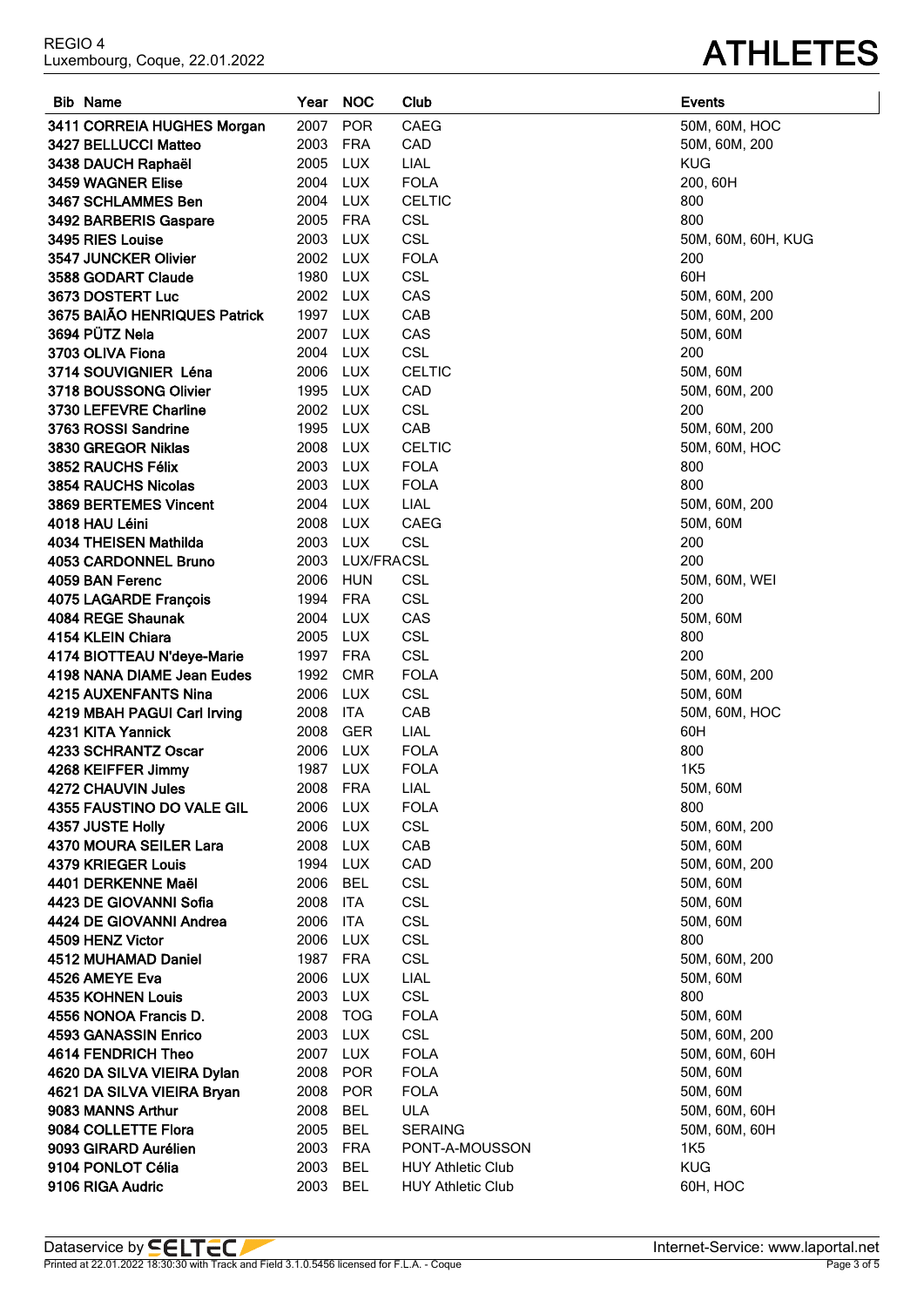REGIO 4
Luxembourg, Coque, 22.01.2022

# ATHLETES

| Bib | Name | Year | NOC | Club | Events |
|---|---|---|---|---|---|
| 3411 | CORREIA HUGHES Morgan | 2007 | POR | CAEG | 50M, 60M, HOC |
| 3427 | BELLUCCI Matteo | 2003 | FRA | CAD | 50M, 60M, 200 |
| 3438 | DAUCH Raphaël | 2005 | LUX | LIAL | KUG |
| 3459 | WAGNER Elise | 2004 | LUX | FOLA | 200, 60H |
| 3467 | SCHLAMMES Ben | 2004 | LUX | CELTIC | 800 |
| 3492 | BARBERIS Gaspare | 2005 | FRA | CSL | 800 |
| 3495 | RIES Louise | 2003 | LUX | CSL | 50M, 60M, 60H, KUG |
| 3547 | JUNCKER Olivier | 2002 | LUX | FOLA | 200 |
| 3588 | GODART Claude | 1980 | LUX | CSL | 60H |
| 3673 | DOSTERT Luc | 2002 | LUX | CAS | 50M, 60M, 200 |
| 3675 | BAIÃO HENRIQUES Patrick | 1997 | LUX | CAB | 50M, 60M, 200 |
| 3694 | PÜTZ Nela | 2007 | LUX | CAS | 50M, 60M |
| 3703 | OLIVA Fiona | 2004 | LUX | CSL | 200 |
| 3714 | SOUVIGNIER Léna | 2006 | LUX | CELTIC | 50M, 60M |
| 3718 | BOUSSONG Olivier | 1995 | LUX | CAD | 50M, 60M, 200 |
| 3730 | LEFEVRE Charline | 2002 | LUX | CSL | 200 |
| 3763 | ROSSI Sandrine | 1995 | LUX | CAB | 50M, 60M, 200 |
| 3830 | GREGOR Niklas | 2008 | LUX | CELTIC | 50M, 60M, HOC |
| 3852 | RAUCHS Félix | 2003 | LUX | FOLA | 800 |
| 3854 | RAUCHS Nicolas | 2003 | LUX | FOLA | 800 |
| 3869 | BERTEMES Vincent | 2004 | LUX | LIAL | 50M, 60M, 200 |
| 4018 | HAU Léini | 2008 | LUX | CAEG | 50M, 60M |
| 4034 | THEISEN Mathilda | 2003 | LUX | CSL | 200 |
| 4053 | CARDONNEL Bruno | 2003 | LUX/FRA | CSL | 200 |
| 4059 | BAN Ferenc | 2006 | HUN | CSL | 50M, 60M, WEI |
| 4075 | LAGARDE François | 1994 | FRA | CSL | 200 |
| 4084 | REGE Shaunak | 2004 | LUX | CAS | 50M, 60M |
| 4154 | KLEIN Chiara | 2005 | LUX | CSL | 800 |
| 4174 | BIOTTEAU N'deye-Marie | 1997 | FRA | CSL | 200 |
| 4198 | NANA DIAME Jean Eudes | 1992 | CMR | FOLA | 50M, 60M, 200 |
| 4215 | AUXENFANTS Nina | 2006 | LUX | CSL | 50M, 60M |
| 4219 | MBAH PAGUI Carl Irving | 2008 | ITA | CAB | 50M, 60M, HOC |
| 4231 | KITA Yannick | 2008 | GER | LIAL | 60H |
| 4233 | SCHRANTZ Oscar | 2006 | LUX | FOLA | 800 |
| 4268 | KEIFFER Jimmy | 1987 | LUX | FOLA | 1K5 |
| 4272 | CHAUVIN Jules | 2008 | FRA | LIAL | 50M, 60M |
| 4355 | FAUSTINO DO VALE GIL | 2006 | LUX | FOLA | 800 |
| 4357 | JUSTE Holly | 2006 | LUX | CSL | 50M, 60M, 200 |
| 4370 | MOURA SEILER Lara | 2008 | LUX | CAB | 50M, 60M |
| 4379 | KRIEGER Louis | 1994 | LUX | CAD | 50M, 60M, 200 |
| 4401 | DERKENNE Maël | 2006 | BEL | CSL | 50M, 60M |
| 4423 | DE GIOVANNI Sofia | 2008 | ITA | CSL | 50M, 60M |
| 4424 | DE GIOVANNI Andrea | 2006 | ITA | CSL | 50M, 60M |
| 4509 | HENZ Victor | 2006 | LUX | CSL | 800 |
| 4512 | MUHAMAD Daniel | 1987 | FRA | CSL | 50M, 60M, 200 |
| 4526 | AMEYE Eva | 2006 | LUX | LIAL | 50M, 60M |
| 4535 | KOHNEN Louis | 2003 | LUX | CSL | 800 |
| 4556 | NONOA Francis D. | 2008 | TOG | FOLA | 50M, 60M |
| 4593 | GANASSIN Enrico | 2003 | LUX | CSL | 50M, 60M, 200 |
| 4614 | FENDRICH Theo | 2007 | LUX | FOLA | 50M, 60M, 60H |
| 4620 | DA SILVA VIEIRA Dylan | 2008 | POR | FOLA | 50M, 60M |
| 4621 | DA SILVA VIEIRA Bryan | 2008 | POR | FOLA | 50M, 60M |
| 9083 | MANNS Arthur | 2008 | BEL | ULA | 50M, 60M, 60H |
| 9084 | COLLETTE Flora | 2005 | BEL | SERAING | 50M, 60M, 60H |
| 9093 | GIRARD Aurélien | 2003 | FRA | PONT-A-MOUSSON | 1K5 |
| 9104 | PONLOT Célia | 2003 | BEL | HUY Athletic Club | KUG |
| 9106 | RIGA Audric | 2003 | BEL | HUY Athletic Club | 60H, HOC |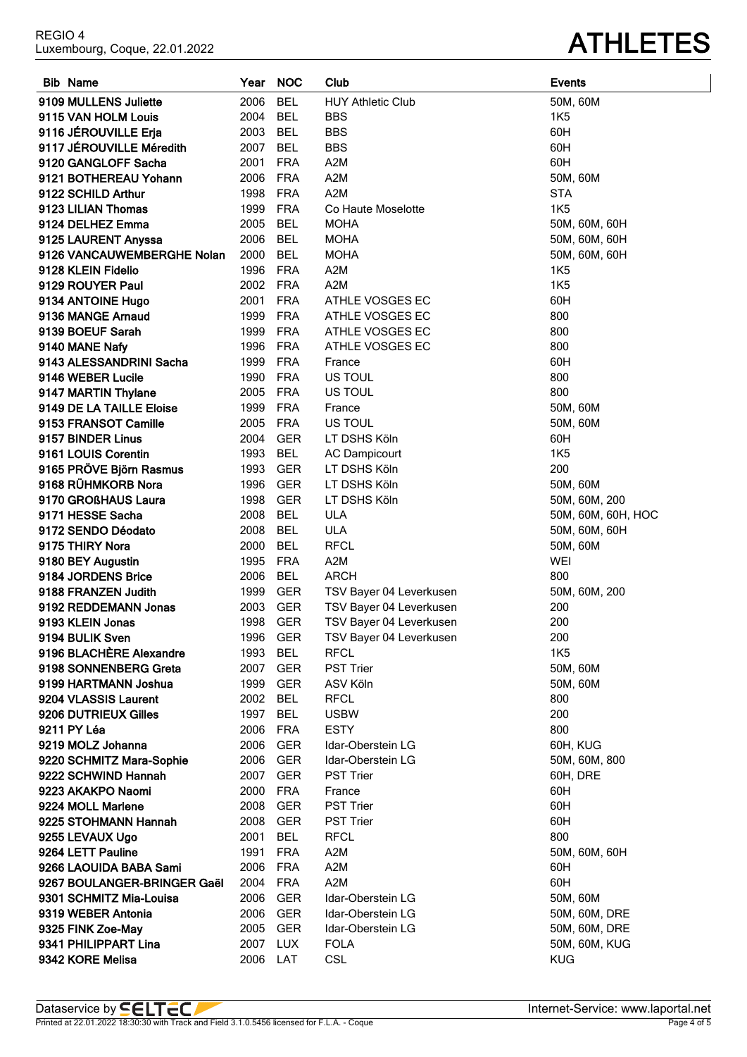# ATHLETES

REGIO 4
Luxembourg, Coque, 22.01.2022

| Bib | Name | Year | NOC | Club | Events |
|---|---|---|---|---|---|
| 9109 | MULLENS Juliette | 2006 | BEL | HUY Athletic Club | 50M, 60M |
| 9115 | VAN HOLM Louis | 2004 | BEL | BBS | 1K5 |
| 9116 | JÉROUVILLE Erja | 2003 | BEL | BBS | 60H |
| 9117 | JÉROUVILLE Méredith | 2007 | BEL | BBS | 60H |
| 9120 | GANGLOFF Sacha | 2001 | FRA | A2M | 60H |
| 9121 | BOTHEREAU Yohann | 2006 | FRA | A2M | 50M, 60M |
| 9122 | SCHILD Arthur | 1998 | FRA | A2M | STA |
| 9123 | LILIAN Thomas | 1999 | FRA | Co Haute Moselotte | 1K5 |
| 9124 | DELHEZ Emma | 2005 | BEL | MOHA | 50M, 60M, 60H |
| 9125 | LAURENT Anyssa | 2006 | BEL | MOHA | 50M, 60M, 60H |
| 9126 | VANCAUWEMBERGHE Nolan | 2000 | BEL | MOHA | 50M, 60M, 60H |
| 9128 | KLEIN Fidelio | 1996 | FRA | A2M | 1K5 |
| 9129 | ROUYER Paul | 2002 | FRA | A2M | 1K5 |
| 9134 | ANTOINE Hugo | 2001 | FRA | ATHLE VOSGES EC | 60H |
| 9136 | MANGE Arnaud | 1999 | FRA | ATHLE VOSGES EC | 800 |
| 9139 | BOEUF Sarah | 1999 | FRA | ATHLE VOSGES EC | 800 |
| 9140 | MANE Nafy | 1996 | FRA | ATHLE VOSGES EC | 800 |
| 9143 | ALESSANDRINI Sacha | 1999 | FRA | France | 60H |
| 9146 | WEBER Lucile | 1990 | FRA | US TOUL | 800 |
| 9147 | MARTIN Thylane | 2005 | FRA | US TOUL | 800 |
| 9149 | DE LA TAILLE Eloise | 1999 | FRA | France | 50M, 60M |
| 9153 | FRANSOT Camille | 2005 | FRA | US TOUL | 50M, 60M |
| 9157 | BINDER Linus | 2004 | GER | LT DSHS Köln | 60H |
| 9161 | LOUIS Corentin | 1993 | BEL | AC Dampicourt | 1K5 |
| 9165 | PRÖVE Björn Rasmus | 1993 | GER | LT DSHS Köln | 200 |
| 9168 | RÜHMKORB Nora | 1996 | GER | LT DSHS Köln | 50M, 60M |
| 9170 | GROßHAUS Laura | 1998 | GER | LT DSHS Köln | 50M, 60M, 200 |
| 9171 | HESSE Sacha | 2008 | BEL | ULA | 50M, 60M, 60H, HOC |
| 9172 | SENDO Déodato | 2008 | BEL | ULA | 50M, 60M, 60H |
| 9175 | THIRY Nora | 2000 | BEL | RFCL | 50M, 60M |
| 9180 | BEY Augustin | 1995 | FRA | A2M | WEI |
| 9184 | JORDENS Brice | 2006 | BEL | ARCH | 800 |
| 9188 | FRANZEN Judith | 1999 | GER | TSV Bayer 04 Leverkusen | 50M, 60M, 200 |
| 9192 | REDDEMANN Jonas | 2003 | GER | TSV Bayer 04 Leverkusen | 200 |
| 9193 | KLEIN Jonas | 1998 | GER | TSV Bayer 04 Leverkusen | 200 |
| 9194 | BULIK Sven | 1996 | GER | TSV Bayer 04 Leverkusen | 200 |
| 9196 | BLACHÈRE Alexandre | 1993 | BEL | RFCL | 1K5 |
| 9198 | SONNENBERG Greta | 2007 | GER | PST Trier | 50M, 60M |
| 9199 | HARTMANN Joshua | 1999 | GER | ASV Köln | 50M, 60M |
| 9204 | VLASSIS Laurent | 2002 | BEL | RFCL | 800 |
| 9206 | DUTRIEUX Gilles | 1997 | BEL | USBW | 200 |
| 9211 | PY Léa | 2006 | FRA | ESTY | 800 |
| 9219 | MOLZ Johanna | 2006 | GER | Idar-Oberstein LG | 60H, KUG |
| 9220 | SCHMITZ Mara-Sophie | 2006 | GER | Idar-Oberstein LG | 50M, 60M, 800 |
| 9222 | SCHWIND Hannah | 2007 | GER | PST Trier | 60H, DRE |
| 9223 | AKAKPO Naomi | 2000 | FRA | France | 60H |
| 9224 | MOLL Marlene | 2008 | GER | PST Trier | 60H |
| 9225 | STOHMANN Hannah | 2008 | GER | PST Trier | 60H |
| 9255 | LEVAUX Ugo | 2001 | BEL | RFCL | 800 |
| 9264 | LETT Pauline | 1991 | FRA | A2M | 50M, 60M, 60H |
| 9266 | LAOUIDA BABA Sami | 2006 | FRA | A2M | 60H |
| 9267 | BOULANGER-BRINGER Gaël | 2004 | FRA | A2M | 60H |
| 9301 | SCHMITZ Mia-Louisa | 2006 | GER | Idar-Oberstein LG | 50M, 60M |
| 9319 | WEBER Antonia | 2006 | GER | Idar-Oberstein LG | 50M, 60M, DRE |
| 9325 | FINK Zoe-May | 2005 | GER | Idar-Oberstein LG | 50M, 60M, DRE |
| 9341 | PHILIPPART Lina | 2007 | LUX | FOLA | 50M, 60M, KUG |
| 9342 | KORE Melisa | 2006 | LAT | CSL | KUG |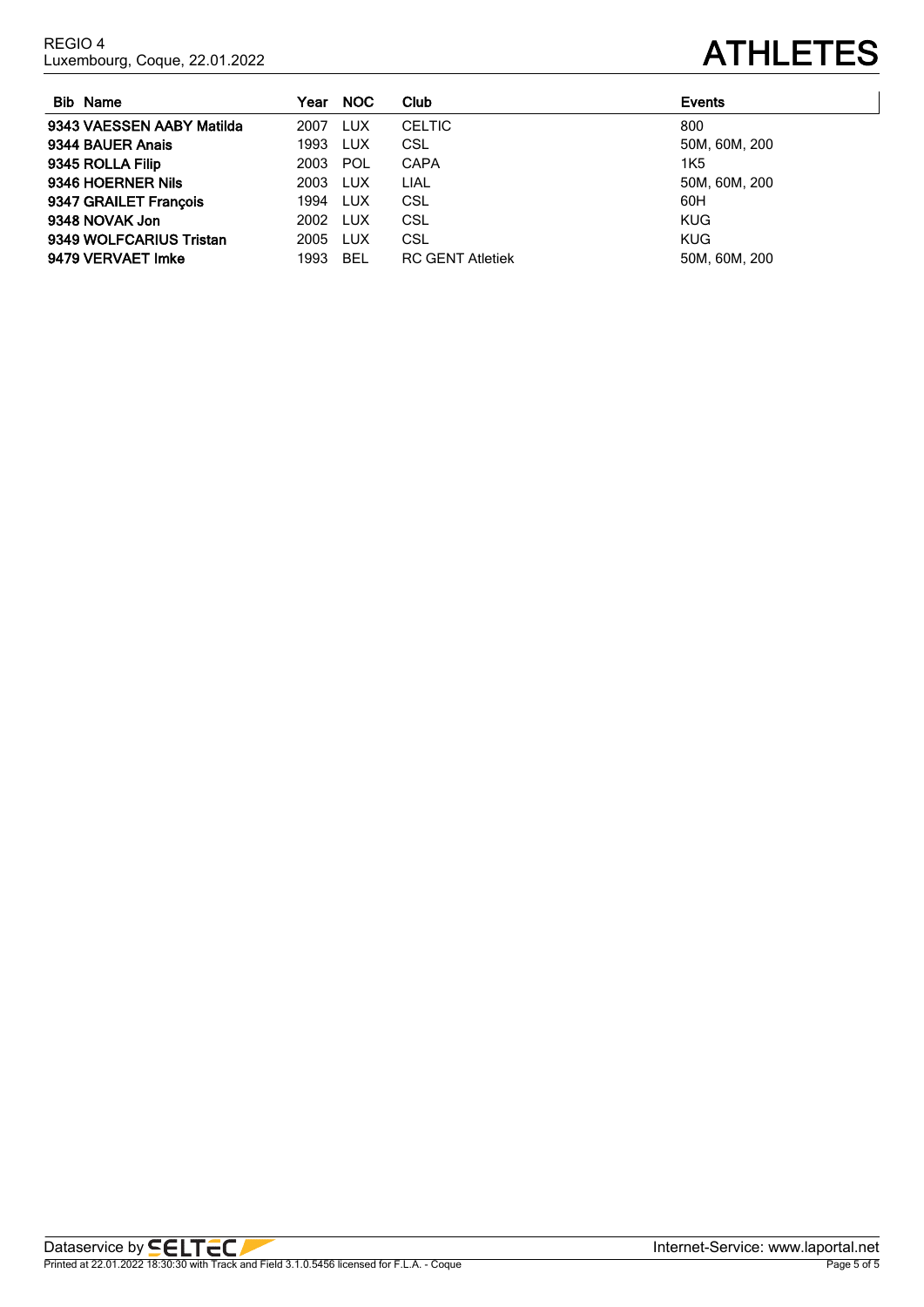| Bib | Name | Year | NOC | Club | Events |
|---|---|---|---|---|---|
| 9343 | VAESSEN AABY Matilda | 2007 | LUX | CELTIC | 800 |
| 9344 | BAUER Anais | 1993 | LUX | CSL | 50M, 60M, 200 |
| 9345 | ROLLA Filip | 2003 | POL | CAPA | 1K5 |
| 9346 | HOERNER Nils | 2003 | LUX | LIAL | 50M, 60M, 200 |
| 9347 | GRAILET François | 1994 | LUX | CSL | 60H |
| 9348 | NOVAK Jon | 2002 | LUX | CSL | KUG |
| 9349 | WOLFCARIUS Tristan | 2005 | LUX | CSL | KUG |
| 9479 | VERVAET Imke | 1993 | BEL | RC GENT Atletiek | 50M, 60M, 200 |